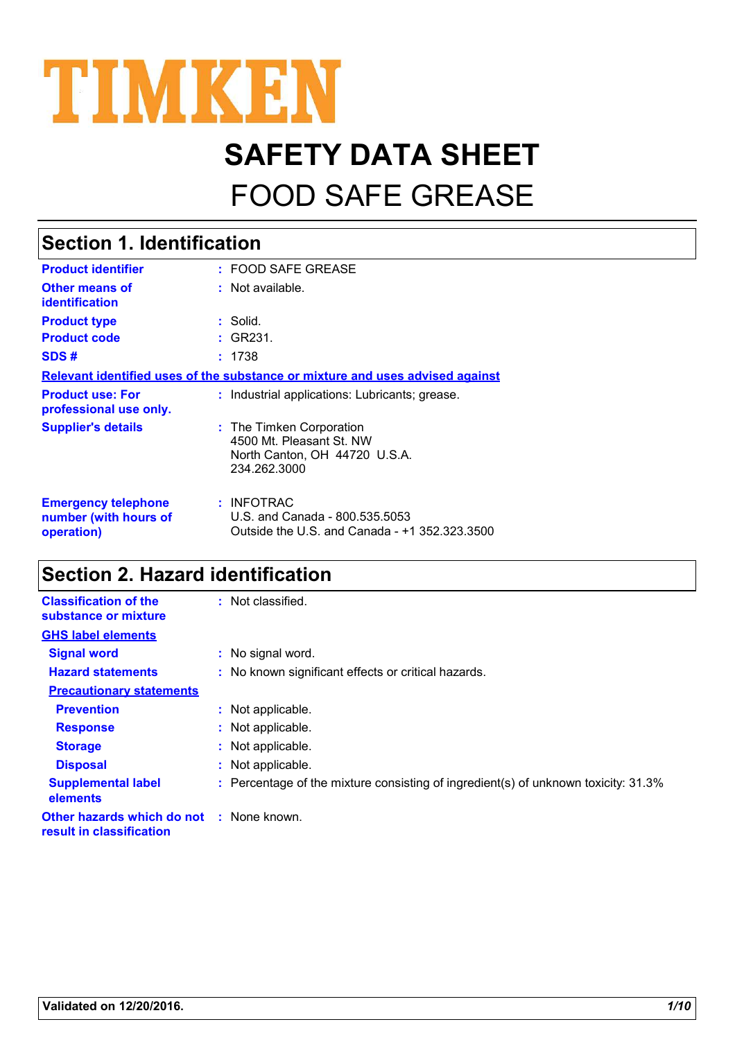TIMKEN

# SAFETY DATA SHEET

# FOOD SAFE GREASE

## Section 1. Identification

| | | |
|---|---|---|
| **Product identifier** | : | FOOD SAFE GREASE |
| **Other means of identification** | : | Not available. |
| **Product type** | : | Solid. |
| **Product code** | : | GR231. |
| **SDS #** | : | 1738 |

**Relevant identified uses of the substance or mixture and uses advised against**

| | | |
|---|---|---|
| **Product use: For professional use only.** | : | Industrial applications: Lubricants; grease. |
| **Supplier's details** | : | The Timken Corporation<br>4500 Mt. Pleasant St. NW<br>North Canton, OH 44720 U.S.A.<br>234.262.3000 |
| **Emergency telephone number (with hours of operation)** | : | INFOTRAC<br>U.S. and Canada - 800.535.5053<br>Outside the U.S. and Canada - +1 352.323.3500 |

## Section 2. Hazard identification

| | | |
|---|---|---|
| **Classification of the substance or mixture** | : | Not classified. |

**GHS label elements**

| | | |
|---|---|---|
| **Signal word** | : | No signal word. |
| **Hazard statements** | : | No known significant effects or critical hazards. |

**Precautionary statements**

| | | |
|---|---|---|
| **Prevention** | : | Not applicable. |
| **Response** | : | Not applicable. |
| **Storage** | : | Not applicable. |
| **Disposal** | : | Not applicable. |
| **Supplemental label elements** | : | Percentage of the mixture consisting of ingredient(s) of unknown toxicity: 31.3% |
| **Other hazards which do not result in classification** | : | None known. |

Validated on 12/20/2016.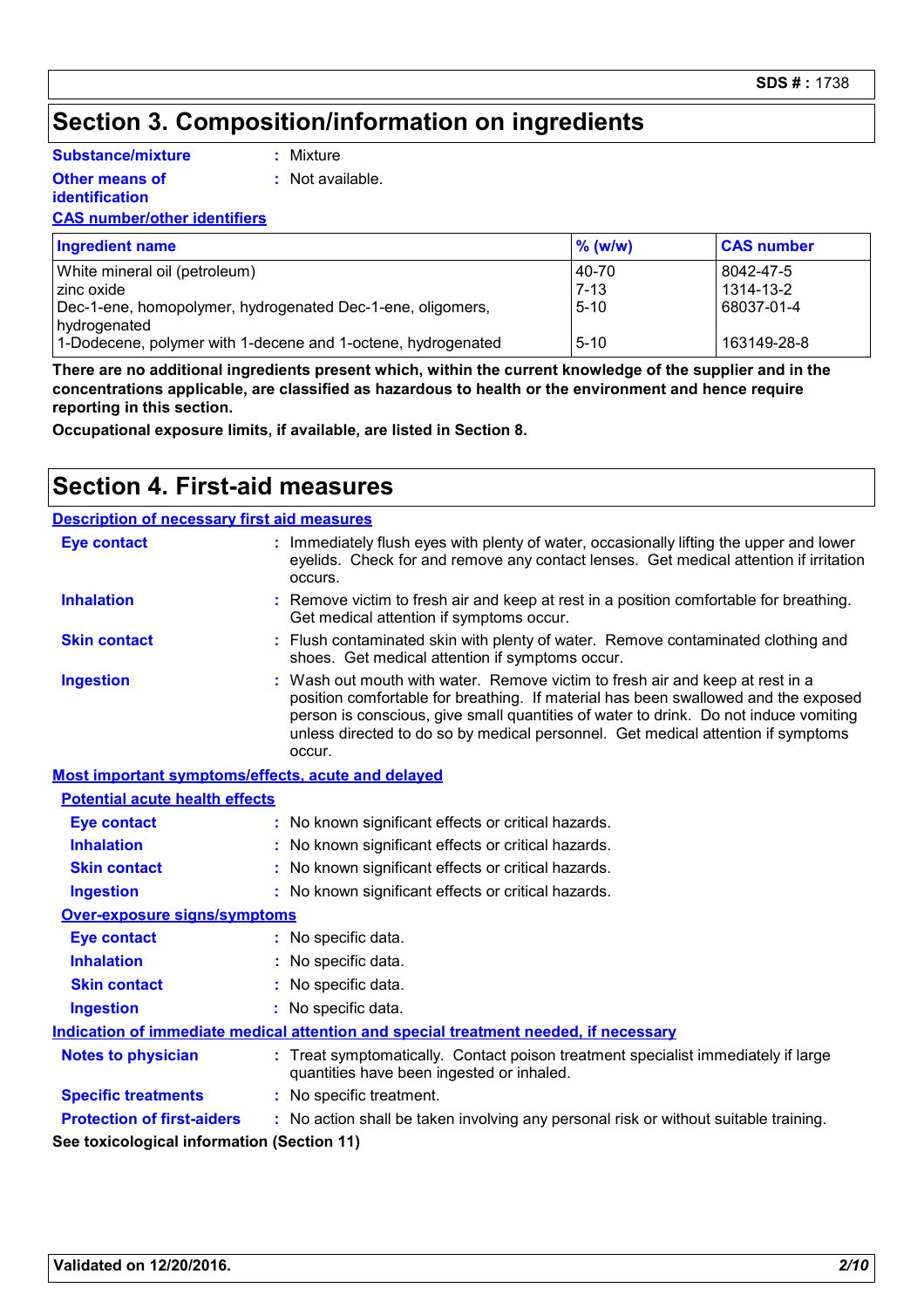## Section 3. Composition/information on ingredients

**Substance/mixture** : Mixture

**Other means of identification** : Not available.

**CAS number/other identifiers**

| Ingredient name | % (w/w) | CAS number |
|---|---|---|
| White mineral oil (petroleum) | 40-70 | 8042-47-5 |
| zinc oxide | 7-13 | 1314-13-2 |
| Dec-1-ene, homopolymer, hydrogenated Dec-1-ene, oligomers, hydrogenated | 5-10 | 68037-01-4 |
| 1-Dodecene, polymer with 1-decene and 1-octene, hydrogenated | 5-10 | 163149-28-8 |

**There are no additional ingredients present which, within the current knowledge of the supplier and in the concentrations applicable, are classified as hazardous to health or the environment and hence require reporting in this section.**

**Occupational exposure limits, if available, are listed in Section 8.**

## Section 4. First-aid measures

**Description of necessary first aid measures**

**Eye contact** : Immediately flush eyes with plenty of water, occasionally lifting the upper and lower eyelids. Check for and remove any contact lenses. Get medical attention if irritation occurs.

**Inhalation** : Remove victim to fresh air and keep at rest in a position comfortable for breathing. Get medical attention if symptoms occur.

**Skin contact** : Flush contaminated skin with plenty of water. Remove contaminated clothing and shoes. Get medical attention if symptoms occur.

**Ingestion** : Wash out mouth with water. Remove victim to fresh air and keep at rest in a position comfortable for breathing. If material has been swallowed and the exposed person is conscious, give small quantities of water to drink. Do not induce vomiting unless directed to do so by medical personnel. Get medical attention if symptoms occur.

**Most important symptoms/effects, acute and delayed**

**Potential acute health effects**

**Eye contact** : No known significant effects or critical hazards.

**Inhalation** : No known significant effects or critical hazards.

**Skin contact** : No known significant effects or critical hazards.

**Ingestion** : No known significant effects or critical hazards.

**Over-exposure signs/symptoms**

**Eye contact** : No specific data.

**Inhalation** : No specific data.

**Skin contact** : No specific data.

**Ingestion** : No specific data.

**Indication of immediate medical attention and special treatment needed, if necessary**

**Notes to physician** : Treat symptomatically. Contact poison treatment specialist immediately if large quantities have been ingested or inhaled.

**Specific treatments** : No specific treatment.

**Protection of first-aiders** : No action shall be taken involving any personal risk or without suitable training.

**See toxicological information (Section 11)**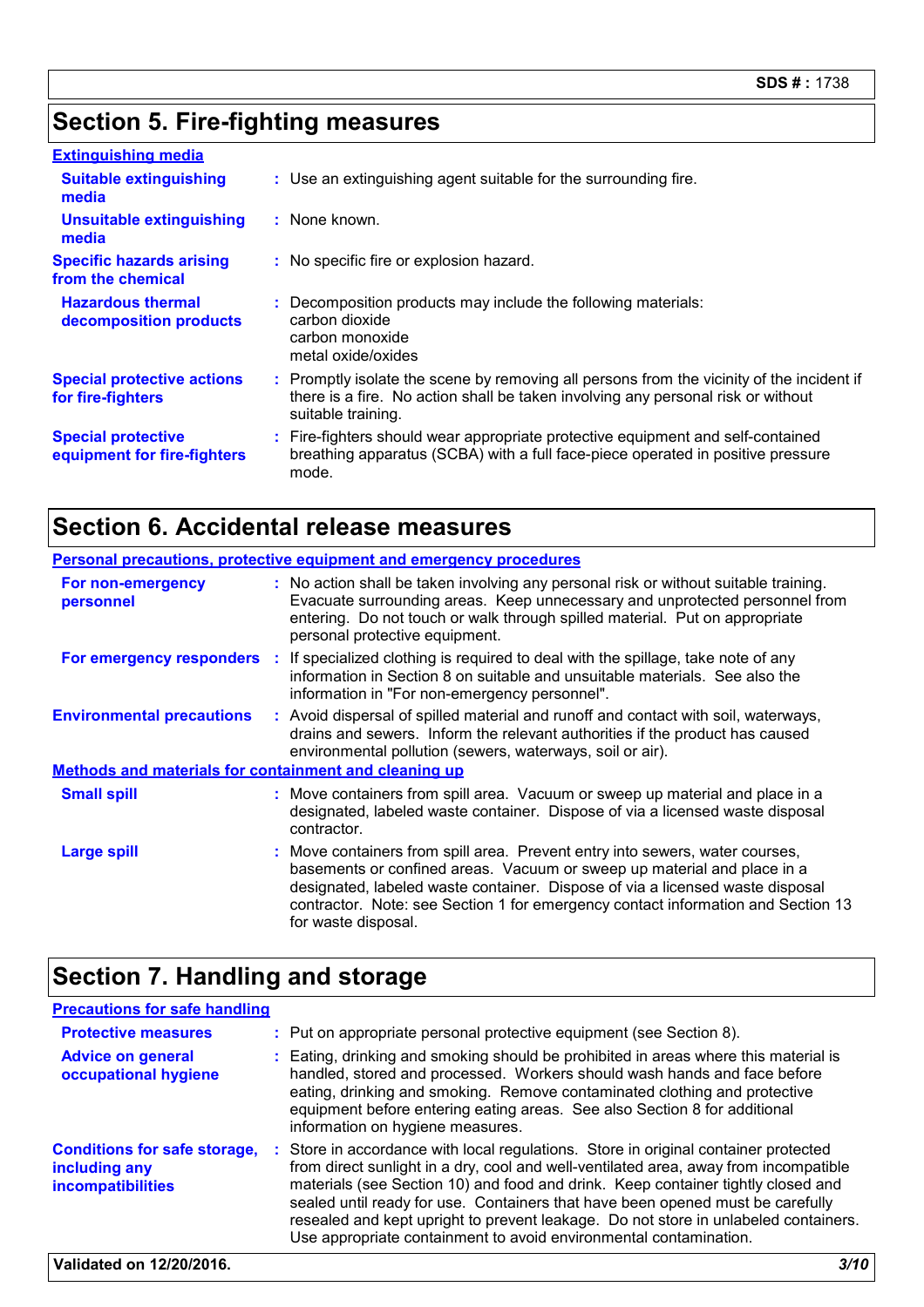## Section 5. Fire-fighting measures

**Extinguishing media**

| | |
|---|---|
| **Suitable extinguishing media** | Use an extinguishing agent suitable for the surrounding fire. |
| **Unsuitable extinguishing media** | None known. |
| **Specific hazards arising from the chemical** | No specific fire or explosion hazard. |
| **Hazardous thermal decomposition products** | Decomposition products may include the following materials:<br>carbon dioxide<br>carbon monoxide<br>metal oxide/oxides |
| **Special protective actions for fire-fighters** | Promptly isolate the scene by removing all persons from the vicinity of the incident if there is a fire. No action shall be taken involving any personal risk or without suitable training. |
| **Special protective equipment for fire-fighters** | Fire-fighters should wear appropriate protective equipment and self-contained breathing apparatus (SCBA) with a full face-piece operated in positive pressure mode. |

## Section 6. Accidental release measures

**Personal precautions, protective equipment and emergency procedures**

| | |
|---|---|
| **For non-emergency personnel** | No action shall be taken involving any personal risk or without suitable training. Evacuate surrounding areas. Keep unnecessary and unprotected personnel from entering. Do not touch or walk through spilled material. Put on appropriate personal protective equipment. |
| **For emergency responders** | If specialized clothing is required to deal with the spillage, take note of any information in Section 8 on suitable and unsuitable materials. See also the information in "For non-emergency personnel". |
| **Environmental precautions** | Avoid dispersal of spilled material and runoff and contact with soil, waterways, drains and sewers. Inform the relevant authorities if the product has caused environmental pollution (sewers, waterways, soil or air). |

**Methods and materials for containment and cleaning up**

| | |
|---|---|
| **Small spill** | Move containers from spill area. Vacuum or sweep up material and place in a designated, labeled waste container. Dispose of via a licensed waste disposal contractor. |
| **Large spill** | Move containers from spill area. Prevent entry into sewers, water courses, basements or confined areas. Vacuum or sweep up material and place in a designated, labeled waste container. Dispose of via a licensed waste disposal contractor. Note: see Section 1 for emergency contact information and Section 13 for waste disposal. |

## Section 7. Handling and storage

**Precautions for safe handling**

| | |
|---|---|
| **Protective measures** | Put on appropriate personal protective equipment (see Section 8). |
| **Advice on general occupational hygiene** | Eating, drinking and smoking should be prohibited in areas where this material is handled, stored and processed. Workers should wash hands and face before eating, drinking and smoking. Remove contaminated clothing and protective equipment before entering eating areas. See also Section 8 for additional information on hygiene measures. |
| **Conditions for safe storage, including any incompatibilities** | Store in accordance with local regulations. Store in original container protected from direct sunlight in a dry, cool and well-ventilated area, away from incompatible materials (see Section 10) and food and drink. Keep container tightly closed and sealed until ready for use. Containers that have been opened must be carefully resealed and kept upright to prevent leakage. Do not store in unlabeled containers. Use appropriate containment to avoid environmental contamination. |

**Validated on 12/20/2016.**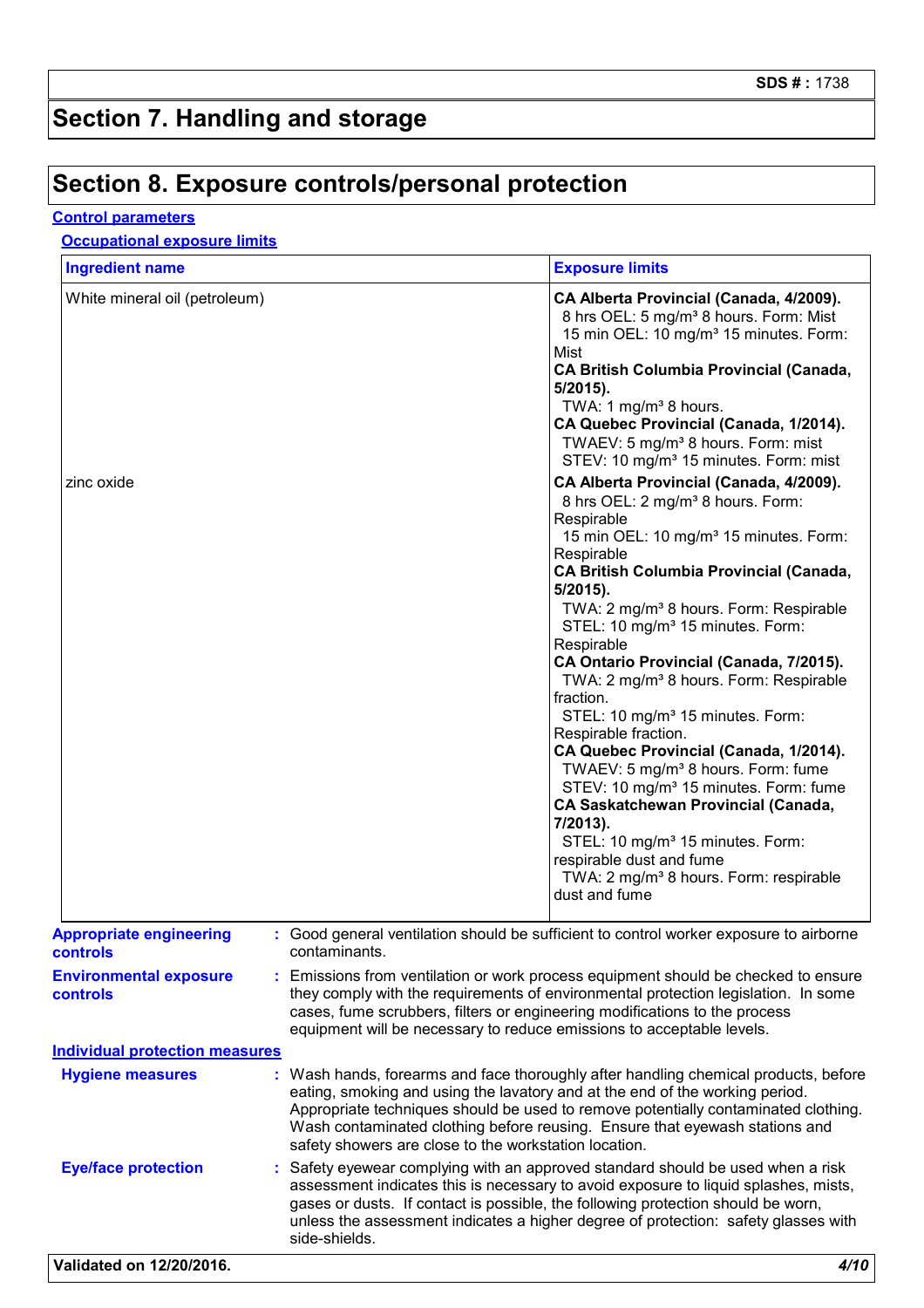## Section 7. Handling and storage

## Section 8. Exposure controls/personal protection

**Control parameters**

**Occupational exposure limits**

| Ingredient name | Exposure limits |
|---|---|
| White mineral oil (petroleum) | **CA Alberta Provincial (Canada, 4/2009).**<br>8 hrs OEL: 5 mg/m³ 8 hours. Form: Mist<br>15 min OEL: 10 mg/m³ 15 minutes. Form: Mist<br>**CA British Columbia Provincial (Canada, 5/2015).**<br>TWA: 1 mg/m³ 8 hours.<br>**CA Quebec Provincial (Canada, 1/2014).**<br>TWAEV: 5 mg/m³ 8 hours. Form: mist<br>STEV: 10 mg/m³ 15 minutes. Form: mist |
| zinc oxide | **CA Alberta Provincial (Canada, 4/2009).**<br>8 hrs OEL: 2 mg/m³ 8 hours. Form: Respirable<br>15 min OEL: 10 mg/m³ 15 minutes. Form: Respirable<br>**CA British Columbia Provincial (Canada, 5/2015).**<br>TWA: 2 mg/m³ 8 hours. Form: Respirable<br>STEL: 10 mg/m³ 15 minutes. Form: Respirable<br>**CA Ontario Provincial (Canada, 7/2015).**<br>TWA: 2 mg/m³ 8 hours. Form: Respirable fraction.<br>STEL: 10 mg/m³ 15 minutes. Form: Respirable fraction.<br>**CA Quebec Provincial (Canada, 1/2014).**<br>TWAEV: 5 mg/m³ 8 hours. Form: fume<br>STEV: 10 mg/m³ 15 minutes. Form: fume<br>**CA Saskatchewan Provincial (Canada, 7/2013).**<br>STEL: 10 mg/m³ 15 minutes. Form: respirable dust and fume<br>TWA: 2 mg/m³ 8 hours. Form: respirable dust and fume |

**Appropriate engineering controls** : Good general ventilation should be sufficient to control worker exposure to airborne contaminants.

**Environmental exposure controls** : Emissions from ventilation or work process equipment should be checked to ensure they comply with the requirements of environmental protection legislation. In some cases, fume scrubbers, filters or engineering modifications to the process equipment will be necessary to reduce emissions to acceptable levels.

**Individual protection measures**

**Hygiene measures** : Wash hands, forearms and face thoroughly after handling chemical products, before eating, smoking and using the lavatory and at the end of the working period. Appropriate techniques should be used to remove potentially contaminated clothing. Wash contaminated clothing before reusing. Ensure that eyewash stations and safety showers are close to the workstation location.

**Eye/face protection** : Safety eyewear complying with an approved standard should be used when a risk assessment indicates this is necessary to avoid exposure to liquid splashes, mists, gases or dusts. If contact is possible, the following protection should be worn, unless the assessment indicates a higher degree of protection: safety glasses with side-shields.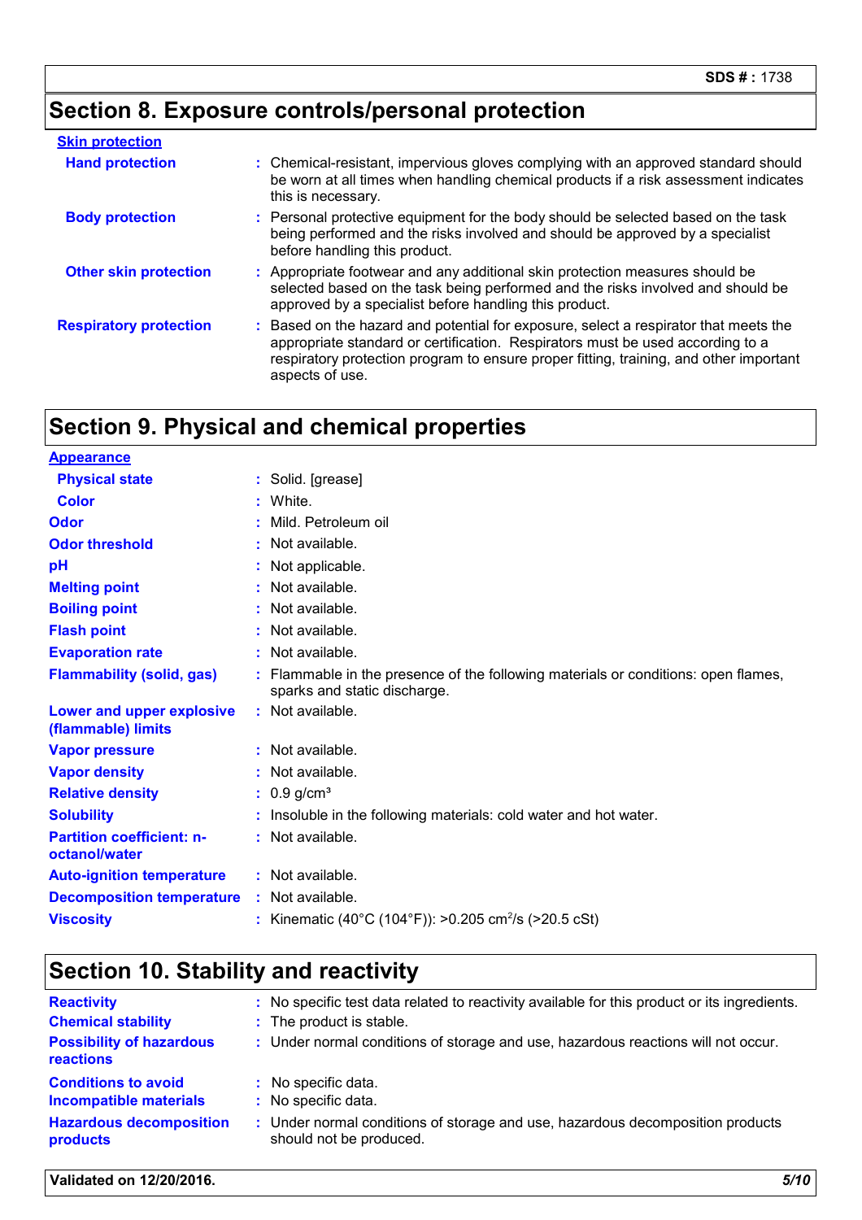## Section 8. Exposure controls/personal protection

**Skin protection**

| | |
|---|---|
| **Hand protection** | Chemical-resistant, impervious gloves complying with an approved standard should be worn at all times when handling chemical products if a risk assessment indicates this is necessary. |
| **Body protection** | Personal protective equipment for the body should be selected based on the task being performed and the risks involved and should be approved by a specialist before handling this product. |
| **Other skin protection** | Appropriate footwear and any additional skin protection measures should be selected based on the task being performed and the risks involved and should be approved by a specialist before handling this product. |
| **Respiratory protection** | Based on the hazard and potential for exposure, select a respirator that meets the appropriate standard or certification. Respirators must be used according to a respiratory protection program to ensure proper fitting, training, and other important aspects of use. |

## Section 9. Physical and chemical properties

**Appearance**

| | |
|---|---|
| **Physical state** | Solid. [grease] |
| **Color** | White. |
| **Odor** | Mild. Petroleum oil |
| **Odor threshold** | Not available. |
| **pH** | Not applicable. |
| **Melting point** | Not available. |
| **Boiling point** | Not available. |
| **Flash point** | Not available. |
| **Evaporation rate** | Not available. |
| **Flammability (solid, gas)** | Flammable in the presence of the following materials or conditions: open flames, sparks and static discharge. |
| **Lower and upper explosive (flammable) limits** | Not available. |
| **Vapor pressure** | Not available. |
| **Vapor density** | Not available. |
| **Relative density** | 0.9 g/cm³ |
| **Solubility** | Insoluble in the following materials: cold water and hot water. |
| **Partition coefficient: n-octanol/water** | Not available. |
| **Auto-ignition temperature** | Not available. |
| **Decomposition temperature** | Not available. |
| **Viscosity** | Kinematic (40°C (104°F)): >0.205 $cm^2/s$ (>20.5 cSt) |

## Section 10. Stability and reactivity

| | |
|---|---|
| **Reactivity** | No specific test data related to reactivity available for this product or its ingredients. |
| **Chemical stability** | The product is stable. |
| **Possibility of hazardous reactions** | Under normal conditions of storage and use, hazardous reactions will not occur. |
| **Conditions to avoid** | No specific data. |
| **Incompatible materials** | No specific data. |
| **Hazardous decomposition products** | Under normal conditions of storage and use, hazardous decomposition products should not be produced. |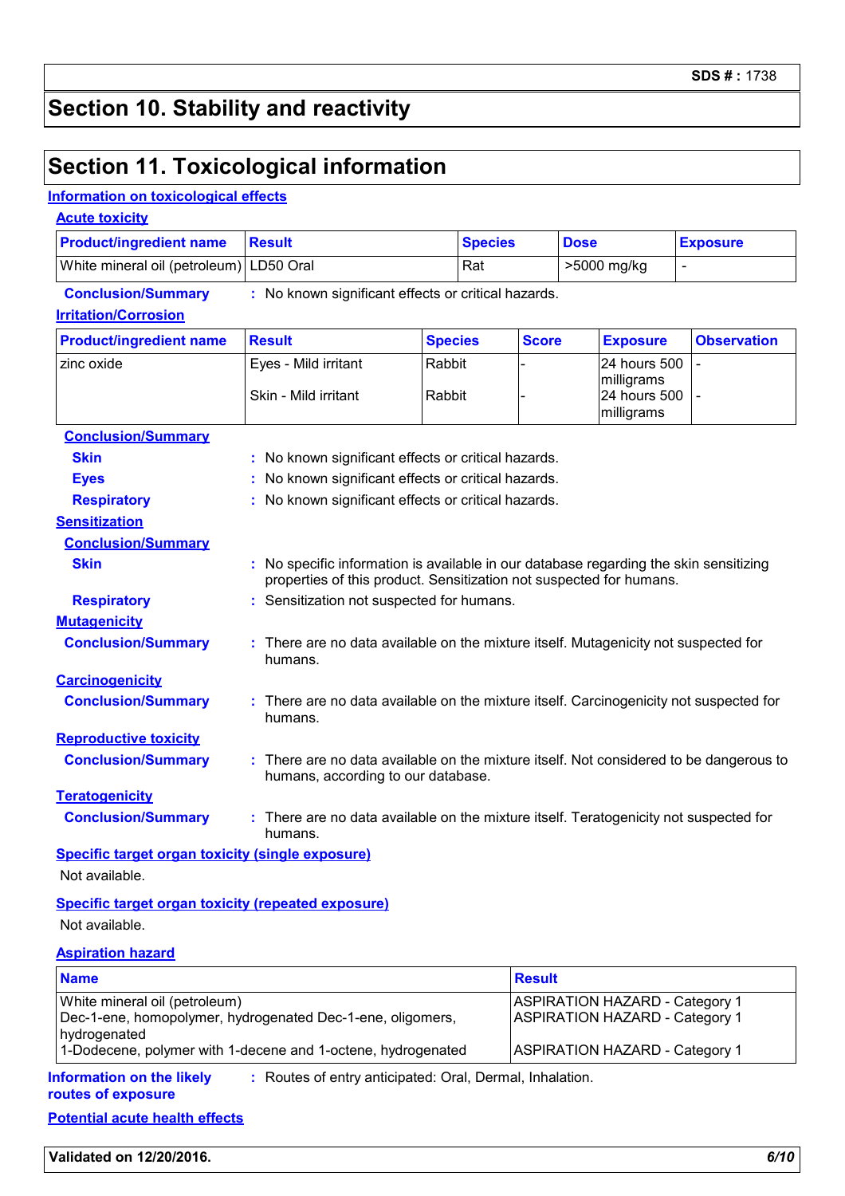## Section 10. Stability and reactivity

## Section 11. Toxicological information

### Information on toxicological effects

**Acute toxicity**

| Product/ingredient name | Result | Species | Dose | Exposure |
|---|---|---|---|---|
| White mineral oil (petroleum) | LD50 Oral | Rat | >5000 mg/kg | - |

**Conclusion/Summary** : No known significant effects or critical hazards.

**Irritation/Corrosion**

| Product/ingredient name | Result | Species | Score | Exposure | Observation |
|---|---|---|---|---|---|
| zinc oxide | Eyes - Mild irritant | Rabbit | - | 24 hours 500 milligrams | - |
| | Skin - Mild irritant | Rabbit | - | 24 hours 500 milligrams | - |

**Conclusion/Summary**

**Skin** : No known significant effects or critical hazards.

**Eyes** : No known significant effects or critical hazards.

**Respiratory** : No known significant effects or critical hazards.

**Sensitization**

**Conclusion/Summary**

**Skin** : No specific information is available in our database regarding the skin sensitizing properties of this product. Sensitization not suspected for humans.

**Respiratory** : Sensitization not suspected for humans.

**Mutagenicity**

**Conclusion/Summary** : There are no data available on the mixture itself. Mutagenicity not suspected for humans.

**Carcinogenicity**

**Conclusion/Summary** : There are no data available on the mixture itself. Carcinogenicity not suspected for humans.

**Reproductive toxicity**

**Conclusion/Summary** : There are no data available on the mixture itself. Not considered to be dangerous to humans, according to our database.

**Teratogenicity**

**Conclusion/Summary** : There are no data available on the mixture itself. Teratogenicity not suspected for humans.

**Specific target organ toxicity (single exposure)**

Not available.

**Specific target organ toxicity (repeated exposure)**

Not available.

**Aspiration hazard**

| Name | Result |
|---|---|
| White mineral oil (petroleum) | ASPIRATION HAZARD - Category 1 |
| Dec-1-ene, homopolymer, hydrogenated Dec-1-ene, oligomers, hydrogenated | ASPIRATION HAZARD - Category 1 |
| 1-Dodecene, polymer with 1-decene and 1-octene, hydrogenated | ASPIRATION HAZARD - Category 1 |

**Information on the likely routes of exposure** : Routes of entry anticipated: Oral, Dermal, Inhalation.

**Potential acute health effects**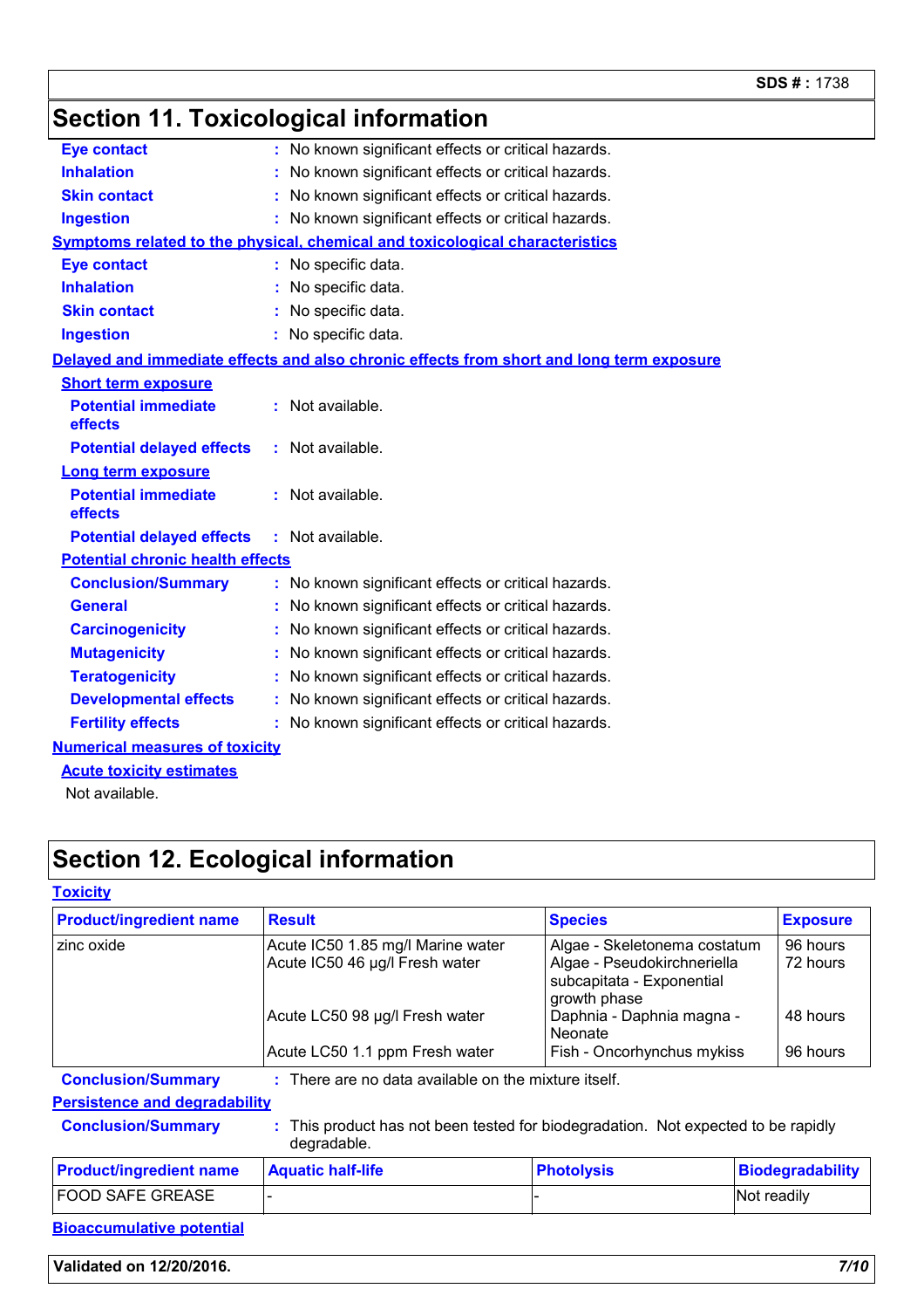## Section 11. Toxicological information

**Eye contact** : No known significant effects or critical hazards.

**Inhalation** : No known significant effects or critical hazards.

**Skin contact** : No known significant effects or critical hazards.

**Ingestion** : No known significant effects or critical hazards.

**Symptoms related to the physical, chemical and toxicological characteristics**

**Eye contact** : No specific data.

**Inhalation** : No specific data.

**Skin contact** : No specific data.

**Ingestion** : No specific data.

**Delayed and immediate effects and also chronic effects from short and long term exposure**

**Short term exposure**

**Potential immediate effects** : Not available.

**Potential delayed effects** : Not available.

**Long term exposure**

**Potential immediate effects** : Not available.

**Potential delayed effects** : Not available.

**Potential chronic health effects**

**Conclusion/Summary** : No known significant effects or critical hazards.

**General** : No known significant effects or critical hazards.

**Carcinogenicity** : No known significant effects or critical hazards.

**Mutagenicity** : No known significant effects or critical hazards.

**Teratogenicity** : No known significant effects or critical hazards.

**Developmental effects** : No known significant effects or critical hazards.

**Fertility effects** : No known significant effects or critical hazards.

**Numerical measures of toxicity**

**Acute toxicity estimates**

Not available.

## Section 12. Ecological information

**Toxicity**

| Product/ingredient name | Result | Species | Exposure |
|---|---|---|---|
| zinc oxide | Acute IC50 1.85 mg/l Marine water | Algae - Skeletonema costatum | 96 hours |
| | Acute IC50 46 µg/l Fresh water | Algae - Pseudokirchneriella subcapitata - Exponential growth phase | 72 hours |
| | Acute LC50 98 µg/l Fresh water | Daphnia - Daphnia magna - Neonate | 48 hours |
| | Acute LC50 1.1 ppm Fresh water | Fish - Oncorhynchus mykiss | 96 hours |

**Conclusion/Summary** : There are no data available on the mixture itself.

**Persistence and degradability**

**Conclusion/Summary** : This product has not been tested for biodegradation. Not expected to be rapidly degradable.

| Product/ingredient name | Aquatic half-life | Photolysis | Biodegradability |
|---|---|---|---|
| FOOD SAFE GREASE | - | - | Not readily |

**Bioaccumulative potential**

**Validated on 12/20/2016.**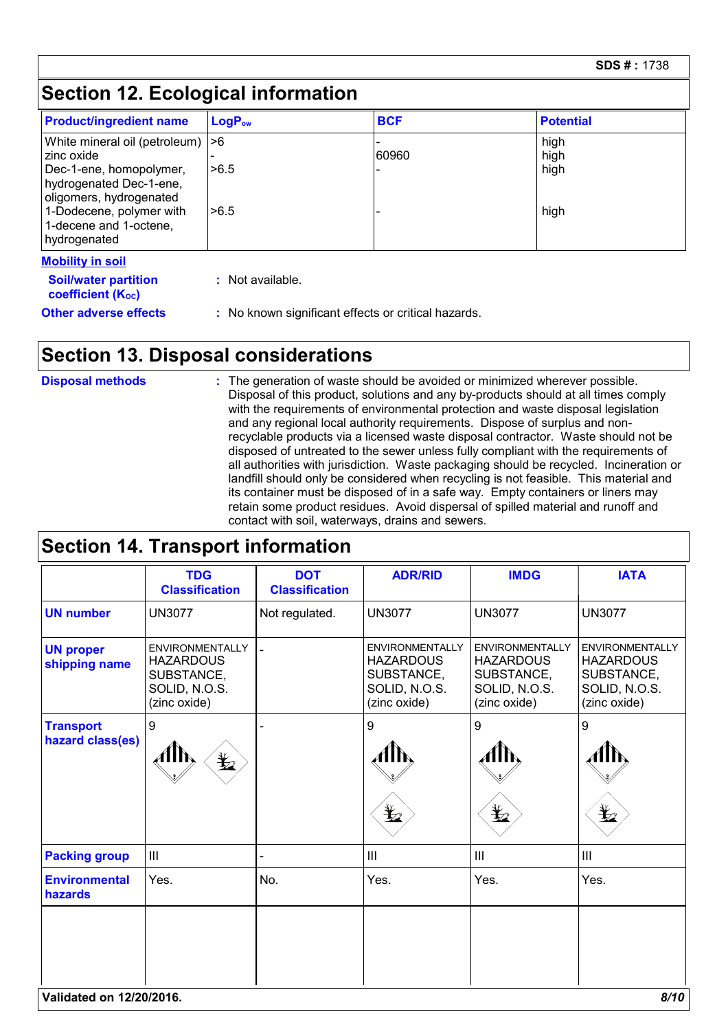## Section 12. Ecological information

| Product/ingredient name | $LogP_{ow}$ | BCF | Potential |
|---|---|---|---|
| White mineral oil (petroleum) | >6 | - | high |
| zinc oxide | - | 60960 | high |
| Dec-1-ene, homopolymer, hydrogenated Dec-1-ene, oligomers, hydrogenated | >6.5 | - | high |
| 1-Dodecene, polymer with 1-decene and 1-octene, hydrogenated | >6.5 | - | high |

**Mobility in soil**

**Soil/water partition coefficient ($K_{OC}$)** : Not available.

**Other adverse effects** : No known significant effects or critical hazards.

## Section 13. Disposal considerations

**Disposal methods** : The generation of waste should be avoided or minimized wherever possible. Disposal of this product, solutions and any by-products should at all times comply with the requirements of environmental protection and waste disposal legislation and any regional local authority requirements. Dispose of surplus and non-recyclable products via a licensed waste disposal contractor. Waste should not be disposed of untreated to the sewer unless fully compliant with the requirements of all authorities with jurisdiction. Waste packaging should be recycled. Incineration or landfill should only be considered when recycling is not feasible. This material and its container must be disposed of in a safe way. Empty containers or liners may retain some product residues. Avoid dispersal of spilled material and runoff and contact with soil, waterways, drains and sewers.

## Section 14. Transport information

| | TDG Classification | DOT Classification | ADR/RID | IMDG | IATA |
|---|---|---|---|---|---|
| UN number | UN3077 | Not regulated. | UN3077 | UN3077 | UN3077 |
| UN proper shipping name | ENVIRONMENTALLY HAZARDOUS SUBSTANCE, SOLID, N.O.S. (zinc oxide) | - | ENVIRONMENTALLY HAZARDOUS SUBSTANCE, SOLID, N.O.S. (zinc oxide) | ENVIRONMENTALLY HAZARDOUS SUBSTANCE, SOLID, N.O.S. (zinc oxide) | ENVIRONMENTALLY HAZARDOUS SUBSTANCE, SOLID, N.O.S. (zinc oxide) |
| Transport hazard class(es) | 9 | - | 9 | 9 | 9 |
| Packing group | III | - | III | III | III |
| Environmental hazards | Yes. | No. | Yes. | Yes. | Yes. |

Validated on 12/20/2016.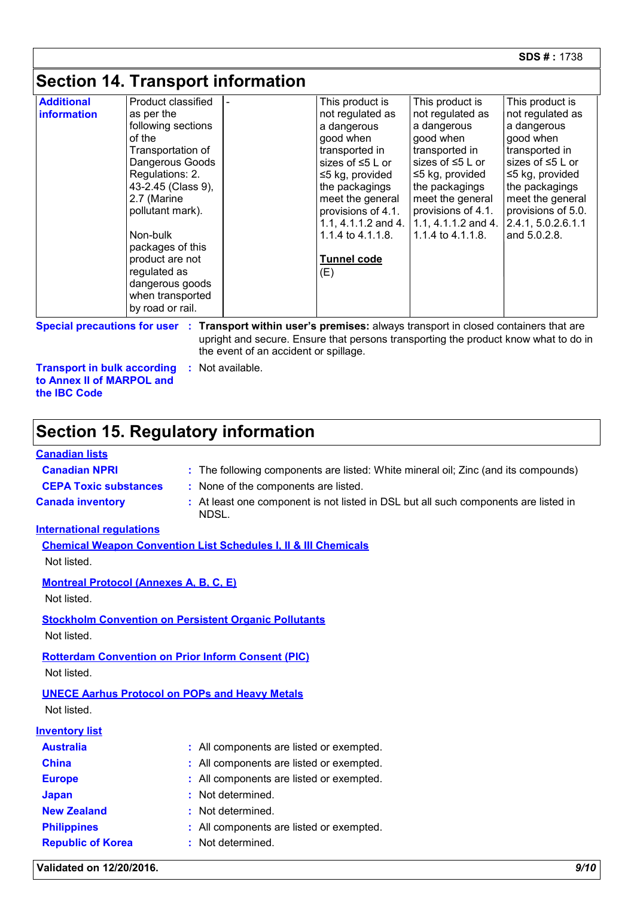SDS # : 1738

## Section 14. Transport information

| | | | | | |
|---|---|---|---|---|---|
| **Additional information** | Product classified as per the following sections of the Transportation of Dangerous Goods Regulations: 2. 43-2.45 (Class 9), 2.7 (Marine pollutant mark).<br><br>Non-bulk packages of this product are not regulated as dangerous goods when transported by road or rail. | - | This product is not regulated as a dangerous good when transported in sizes of ≤5 L or ≤5 kg, provided the packagings meet the general provisions of 4.1. 1.1, 4.1.1.2 and 4. 1.1.4 to 4.1.1.8.<br><br>**Tunnel code**<br>(E) | This product is not regulated as a dangerous good when transported in sizes of ≤5 L or ≤5 kg, provided the packagings meet the general provisions of 4.1. 1.1, 4.1.1.2 and 4. 1.1.4 to 4.1.1.8. | This product is not regulated as a dangerous good when transported in sizes of ≤5 L or ≤5 kg, provided the packagings meet the general provisions of 5.0. 2.4.1, 5.0.2.6.1.1 and 5.0.2.8. |

**Special precautions for user** : **Transport within user's premises:** always transport in closed containers that are upright and secure. Ensure that persons transporting the product know what to do in the event of an accident or spillage.

**Transport in bulk according to Annex II of MARPOL and the IBC Code** : Not available.

## Section 15. Regulatory information

**Canadian lists**

**Canadian NPRI** : The following components are listed: White mineral oil; Zinc (and its compounds)

**CEPA Toxic substances** : None of the components are listed.

**Canada inventory** : At least one component is not listed in DSL but all such components are listed in NDSL.

**International regulations**

**Chemical Weapon Convention List Schedules I, II & III Chemicals**

Not listed.

**Montreal Protocol (Annexes A, B, C, E)**

Not listed.

**Stockholm Convention on Persistent Organic Pollutants**

Not listed.

**Rotterdam Convention on Prior Inform Consent (PIC)**

Not listed.

**UNECE Aarhus Protocol on POPs and Heavy Metals**

Not listed.

**Inventory list**

**Australia** : All components are listed or exempted.

**China** : All components are listed or exempted.

**Europe** : All components are listed or exempted.

**Japan** : Not determined.

**New Zealand** : Not determined.

**Philippines** : All components are listed or exempted.

**Republic of Korea** : Not determined.

**Validated on 12/20/2016.**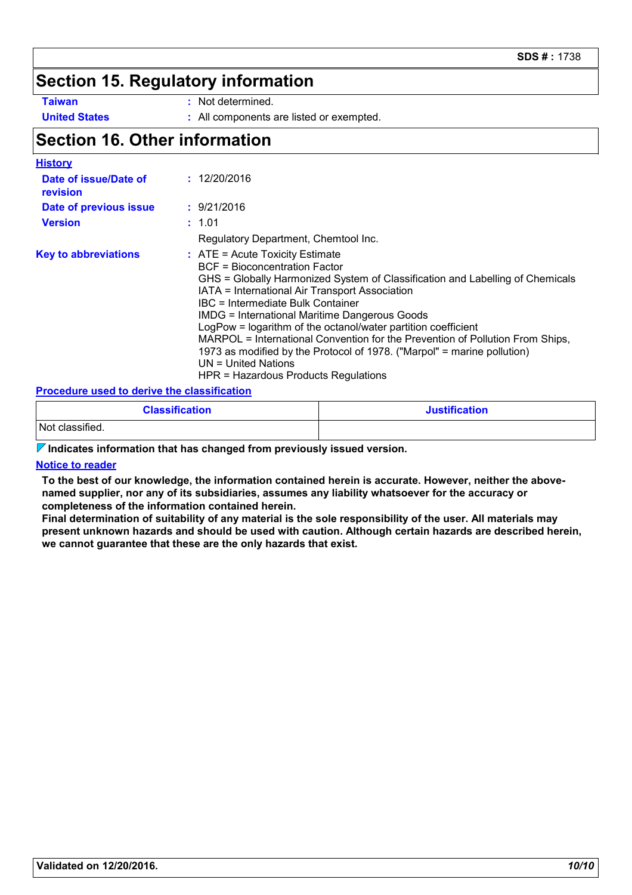## Section 15. Regulatory information

**Taiwan** : Not determined.

**United States** : All components are listed or exempted.

## Section 16. Other information

**History**

**Date of issue/Date of revision** : 12/20/2016

**Date of previous issue** : 9/21/2016

**Version** : 1.01

Regulatory Department, Chemtool Inc.

**Key to abbreviations** : ATE = Acute Toxicity Estimate
BCF = Bioconcentration Factor
GHS = Globally Harmonized System of Classification and Labelling of Chemicals
IATA = International Air Transport Association
IBC = Intermediate Bulk Container
IMDG = International Maritime Dangerous Goods
LogPow = logarithm of the octanol/water partition coefficient
MARPOL = International Convention for the Prevention of Pollution From Ships, 1973 as modified by the Protocol of 1978. ("Marpol" = marine pollution)
UN = United Nations
HPR = Hazardous Products Regulations

**Procedure used to derive the classification**

| Classification | Justification |
|---|---|
| Not classified. | |

**Indicates information that has changed from previously issued version.**

**Notice to reader**

**To the best of our knowledge, the information contained herein is accurate. However, neither the above-named supplier, nor any of its subsidiaries, assumes any liability whatsoever for the accuracy or completeness of the information contained herein.**

**Final determination of suitability of any material is the sole responsibility of the user. All materials may present unknown hazards and should be used with caution. Although certain hazards are described herein, we cannot guarantee that these are the only hazards that exist.**